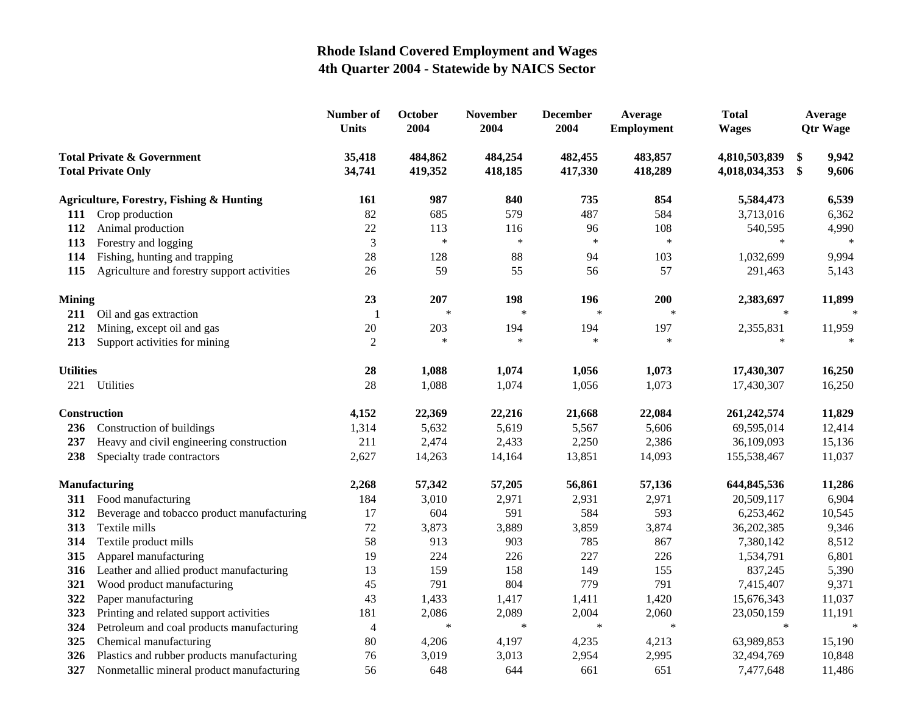# Rhode Island Covered Employment and Wages
## 4th Quarter 2004 - Statewide by NAICS Sector

| | | Number of Units | October 2004 | November 2004 | December 2004 | Average Employment | Total Wages | Average Qtr Wage |
|---|---|---|---|---|---|---|---|---|
| **Total Private & Government** | | **35,418** | **484,862** | **484,254** | **482,455** | **483,857** | **4,810,503,839** | **$ 9,942** |
| **Total Private Only** | | **34,741** | **419,352** | **418,185** | **417,330** | **418,289** | **4,018,034,353** | **$ 9,606** |
| **Agriculture, Forestry, Fishing & Hunting** | | **161** | **987** | **840** | **735** | **854** | **5,584,473** | **6,539** |
| **111** | Crop production | 82 | 685 | 579 | 487 | 584 | 3,713,016 | 6,362 |
| **112** | Animal production | 22 | 113 | 116 | 96 | 108 | 540,595 | 4,990 |
| **113** | Forestry and logging | 3 | * | * | * | * | * | * |
| **114** | Fishing, hunting and trapping | 28 | 128 | 88 | 94 | 103 | 1,032,699 | 9,994 |
| **115** | Agriculture and forestry support activities | 26 | 59 | 55 | 56 | 57 | 291,463 | 5,143 |
| **Mining** | | **23** | **207** | **198** | **196** | **200** | **2,383,697** | **11,899** |
| **211** | Oil and gas extraction | 1 | * | * | * | * | * | * |
| **212** | Mining, except oil and gas | 20 | 203 | 194 | 194 | 197 | 2,355,831 | 11,959 |
| **213** | Support activities for mining | 2 | * | * | * | * | * | * |
| **Utilities** | | **28** | **1,088** | **1,074** | **1,056** | **1,073** | **17,430,307** | **16,250** |
| 221 | Utilities | 28 | 1,088 | 1,074 | 1,056 | 1,073 | 17,430,307 | 16,250 |
| **Construction** | | **4,152** | **22,369** | **22,216** | **21,668** | **22,084** | **261,242,574** | **11,829** |
| **236** | Construction of buildings | 1,314 | 5,632 | 5,619 | 5,567 | 5,606 | 69,595,014 | 12,414 |
| **237** | Heavy and civil engineering construction | 211 | 2,474 | 2,433 | 2,250 | 2,386 | 36,109,093 | 15,136 |
| **238** | Specialty trade contractors | 2,627 | 14,263 | 14,164 | 13,851 | 14,093 | 155,538,467 | 11,037 |
| **Manufacturing** | | **2,268** | **57,342** | **57,205** | **56,861** | **57,136** | **644,845,536** | **11,286** |
| **311** | Food manufacturing | 184 | 3,010 | 2,971 | 2,931 | 2,971 | 20,509,117 | 6,904 |
| **312** | Beverage and tobacco product manufacturing | 17 | 604 | 591 | 584 | 593 | 6,253,462 | 10,545 |
| **313** | Textile mills | 72 | 3,873 | 3,889 | 3,859 | 3,874 | 36,202,385 | 9,346 |
| **314** | Textile product mills | 58 | 913 | 903 | 785 | 867 | 7,380,142 | 8,512 |
| **315** | Apparel manufacturing | 19 | 224 | 226 | 227 | 226 | 1,534,791 | 6,801 |
| **316** | Leather and allied product manufacturing | 13 | 159 | 158 | 149 | 155 | 837,245 | 5,390 |
| **321** | Wood product manufacturing | 45 | 791 | 804 | 779 | 791 | 7,415,407 | 9,371 |
| **322** | Paper manufacturing | 43 | 1,433 | 1,417 | 1,411 | 1,420 | 15,676,343 | 11,037 |
| **323** | Printing and related support activities | 181 | 2,086 | 2,089 | 2,004 | 2,060 | 23,050,159 | 11,191 |
| **324** | Petroleum and coal products manufacturing | 4 | * | * | * | * | * | * |
| **325** | Chemical manufacturing | 80 | 4,206 | 4,197 | 4,235 | 4,213 | 63,989,853 | 15,190 |
| **326** | Plastics and rubber products manufacturing | 76 | 3,019 | 3,013 | 2,954 | 2,995 | 32,494,769 | 10,848 |
| **327** | Nonmetallic mineral product manufacturing | 56 | 648 | 644 | 661 | 651 | 7,477,648 | 11,486 |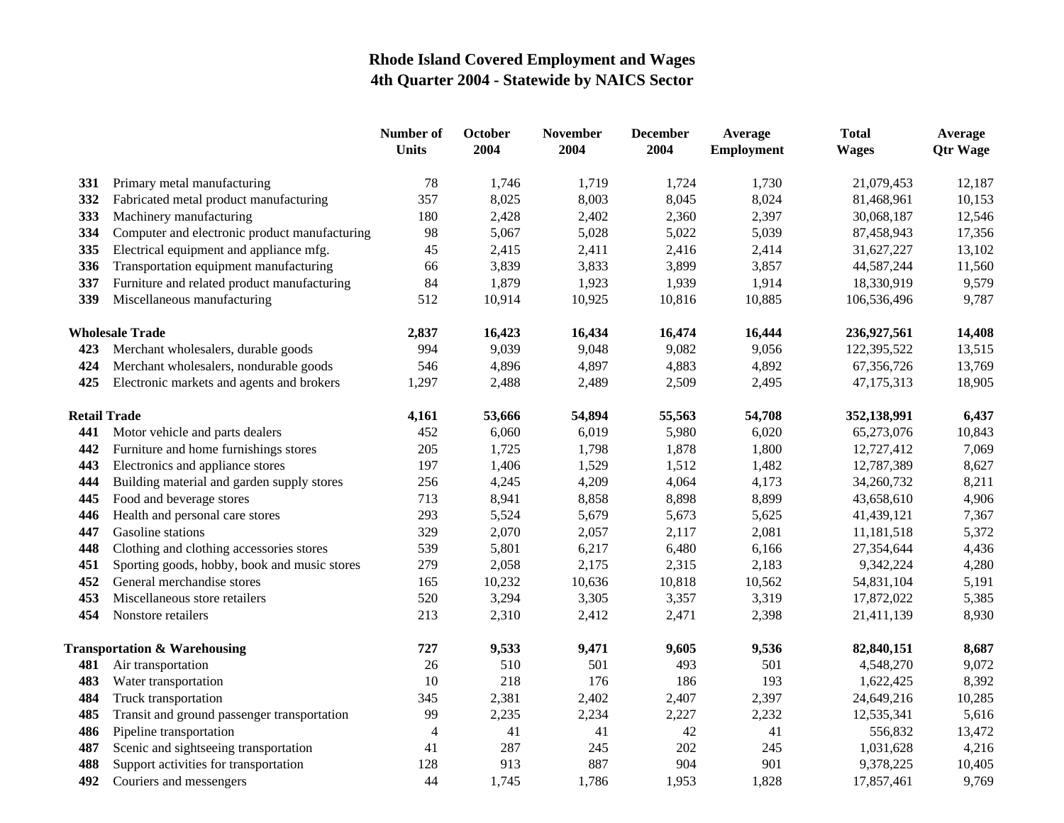# Rhode Island Covered Employment and Wages
## 4th Quarter 2004 - Statewide by NAICS Sector

| | | Number of Units | October 2004 | November 2004 | December 2004 | Average Employment | Total Wages | Average Qtr Wage |
|---|---|---|---|---|---|---|---|---|
| **331** | Primary metal manufacturing | 78 | 1,746 | 1,719 | 1,724 | 1,730 | 21,079,453 | 12,187 |
| **332** | Fabricated metal product manufacturing | 357 | 8,025 | 8,003 | 8,045 | 8,024 | 81,468,961 | 10,153 |
| **333** | Machinery manufacturing | 180 | 2,428 | 2,402 | 2,360 | 2,397 | 30,068,187 | 12,546 |
| **334** | Computer and electronic product manufacturing | 98 | 5,067 | 5,028 | 5,022 | 5,039 | 87,458,943 | 17,356 |
| **335** | Electrical equipment and appliance mfg. | 45 | 2,415 | 2,411 | 2,416 | 2,414 | 31,627,227 | 13,102 |
| **336** | Transportation equipment manufacturing | 66 | 3,839 | 3,833 | 3,899 | 3,857 | 44,587,244 | 11,560 |
| **337** | Furniture and related product manufacturing | 84 | 1,879 | 1,923 | 1,939 | 1,914 | 18,330,919 | 9,579 |
| **339** | Miscellaneous manufacturing | 512 | 10,914 | 10,925 | 10,816 | 10,885 | 106,536,496 | 9,787 |
| **Wholesale Trade** | | **2,837** | **16,423** | **16,434** | **16,474** | **16,444** | **236,927,561** | **14,408** |
| **423** | Merchant wholesalers, durable goods | 994 | 9,039 | 9,048 | 9,082 | 9,056 | 122,395,522 | 13,515 |
| **424** | Merchant wholesalers, nondurable goods | 546 | 4,896 | 4,897 | 4,883 | 4,892 | 67,356,726 | 13,769 |
| **425** | Electronic markets and agents and brokers | 1,297 | 2,488 | 2,489 | 2,509 | 2,495 | 47,175,313 | 18,905 |
| **Retail Trade** | | **4,161** | **53,666** | **54,894** | **55,563** | **54,708** | **352,138,991** | **6,437** |
| **441** | Motor vehicle and parts dealers | 452 | 6,060 | 6,019 | 5,980 | 6,020 | 65,273,076 | 10,843 |
| **442** | Furniture and home furnishings stores | 205 | 1,725 | 1,798 | 1,878 | 1,800 | 12,727,412 | 7,069 |
| **443** | Electronics and appliance stores | 197 | 1,406 | 1,529 | 1,512 | 1,482 | 12,787,389 | 8,627 |
| **444** | Building material and garden supply stores | 256 | 4,245 | 4,209 | 4,064 | 4,173 | 34,260,732 | 8,211 |
| **445** | Food and beverage stores | 713 | 8,941 | 8,858 | 8,898 | 8,899 | 43,658,610 | 4,906 |
| **446** | Health and personal care stores | 293 | 5,524 | 5,679 | 5,673 | 5,625 | 41,439,121 | 7,367 |
| **447** | Gasoline stations | 329 | 2,070 | 2,057 | 2,117 | 2,081 | 11,181,518 | 5,372 |
| **448** | Clothing and clothing accessories stores | 539 | 5,801 | 6,217 | 6,480 | 6,166 | 27,354,644 | 4,436 |
| **451** | Sporting goods, hobby, book and music stores | 279 | 2,058 | 2,175 | 2,315 | 2,183 | 9,342,224 | 4,280 |
| **452** | General merchandise stores | 165 | 10,232 | 10,636 | 10,818 | 10,562 | 54,831,104 | 5,191 |
| **453** | Miscellaneous store retailers | 520 | 3,294 | 3,305 | 3,357 | 3,319 | 17,872,022 | 5,385 |
| **454** | Nonstore retailers | 213 | 2,310 | 2,412 | 2,471 | 2,398 | 21,411,139 | 8,930 |
| **Transportation & Warehousing** | | **727** | **9,533** | **9,471** | **9,605** | **9,536** | **82,840,151** | **8,687** |
| **481** | Air transportation | 26 | 510 | 501 | 493 | 501 | 4,548,270 | 9,072 |
| **483** | Water transportation | 10 | 218 | 176 | 186 | 193 | 1,622,425 | 8,392 |
| **484** | Truck transportation | 345 | 2,381 | 2,402 | 2,407 | 2,397 | 24,649,216 | 10,285 |
| **485** | Transit and ground passenger transportation | 99 | 2,235 | 2,234 | 2,227 | 2,232 | 12,535,341 | 5,616 |
| **486** | Pipeline transportation | 4 | 41 | 41 | 42 | 41 | 556,832 | 13,472 |
| **487** | Scenic and sightseeing transportation | 41 | 287 | 245 | 202 | 245 | 1,031,628 | 4,216 |
| **488** | Support activities for transportation | 128 | 913 | 887 | 904 | 901 | 9,378,225 | 10,405 |
| **492** | Couriers and messengers | 44 | 1,745 | 1,786 | 1,953 | 1,828 | 17,857,461 | 9,769 |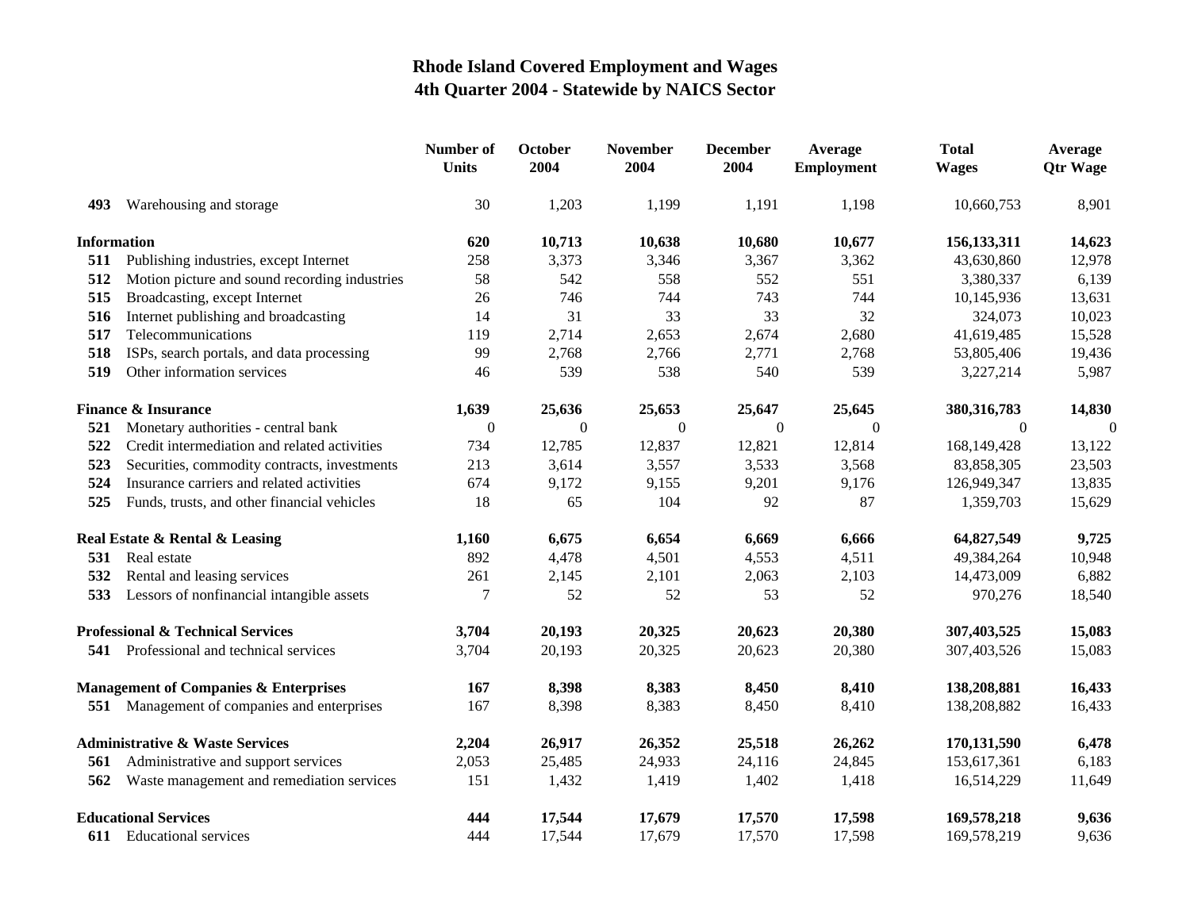# Rhode Island Covered Employment and Wages
## 4th Quarter 2004 - Statewide by NAICS Sector

| | | Number of Units | October 2004 | November 2004 | December 2004 | Average Employment | Total Wages | Average Qtr Wage |
|---|---|---|---|---|---|---|---|---|
| 493 | Warehousing and storage | 30 | 1,203 | 1,199 | 1,191 | 1,198 | 10,660,753 | 8,901 |
| **Information** | | **620** | **10,713** | **10,638** | **10,680** | **10,677** | **156,133,311** | **14,623** |
| 511 | Publishing industries, except Internet | 258 | 3,373 | 3,346 | 3,367 | 3,362 | 43,630,860 | 12,978 |
| 512 | Motion picture and sound recording industries | 58 | 542 | 558 | 552 | 551 | 3,380,337 | 6,139 |
| 515 | Broadcasting, except Internet | 26 | 746 | 744 | 743 | 744 | 10,145,936 | 13,631 |
| 516 | Internet publishing and broadcasting | 14 | 31 | 33 | 33 | 32 | 324,073 | 10,023 |
| 517 | Telecommunications | 119 | 2,714 | 2,653 | 2,674 | 2,680 | 41,619,485 | 15,528 |
| 518 | ISPs, search portals, and data processing | 99 | 2,768 | 2,766 | 2,771 | 2,768 | 53,805,406 | 19,436 |
| 519 | Other information services | 46 | 539 | 538 | 540 | 539 | 3,227,214 | 5,987 |
| **Finance & Insurance** | | **1,639** | **25,636** | **25,653** | **25,647** | **25,645** | **380,316,783** | **14,830** |
| 521 | Monetary authorities - central bank | 0 | 0 | 0 | 0 | 0 | 0 | 0 |
| 522 | Credit intermediation and related activities | 734 | 12,785 | 12,837 | 12,821 | 12,814 | 168,149,428 | 13,122 |
| 523 | Securities, commodity contracts, investments | 213 | 3,614 | 3,557 | 3,533 | 3,568 | 83,858,305 | 23,503 |
| 524 | Insurance carriers and related activities | 674 | 9,172 | 9,155 | 9,201 | 9,176 | 126,949,347 | 13,835 |
| 525 | Funds, trusts, and other financial vehicles | 18 | 65 | 104 | 92 | 87 | 1,359,703 | 15,629 |
| **Real Estate & Rental & Leasing** | | **1,160** | **6,675** | **6,654** | **6,669** | **6,666** | **64,827,549** | **9,725** |
| 531 | Real estate | 892 | 4,478 | 4,501 | 4,553 | 4,511 | 49,384,264 | 10,948 |
| 532 | Rental and leasing services | 261 | 2,145 | 2,101 | 2,063 | 2,103 | 14,473,009 | 6,882 |
| 533 | Lessors of nonfinancial intangible assets | 7 | 52 | 52 | 53 | 52 | 970,276 | 18,540 |
| **Professional & Technical Services** | | **3,704** | **20,193** | **20,325** | **20,623** | **20,380** | **307,403,525** | **15,083** |
| 541 | Professional and technical services | 3,704 | 20,193 | 20,325 | 20,623 | 20,380 | 307,403,526 | 15,083 |
| **Management of Companies & Enterprises** | | **167** | **8,398** | **8,383** | **8,450** | **8,410** | **138,208,881** | **16,433** |
| 551 | Management of companies and enterprises | 167 | 8,398 | 8,383 | 8,450 | 8,410 | 138,208,882 | 16,433 |
| **Administrative & Waste Services** | | **2,204** | **26,917** | **26,352** | **25,518** | **26,262** | **170,131,590** | **6,478** |
| 561 | Administrative and support services | 2,053 | 25,485 | 24,933 | 24,116 | 24,845 | 153,617,361 | 6,183 |
| 562 | Waste management and remediation services | 151 | 1,432 | 1,419 | 1,402 | 1,418 | 16,514,229 | 11,649 |
| **Educational Services** | | **444** | **17,544** | **17,679** | **17,570** | **17,598** | **169,578,218** | **9,636** |
| 611 | Educational services | 444 | 17,544 | 17,679 | 17,570 | 17,598 | 169,578,219 | 9,636 |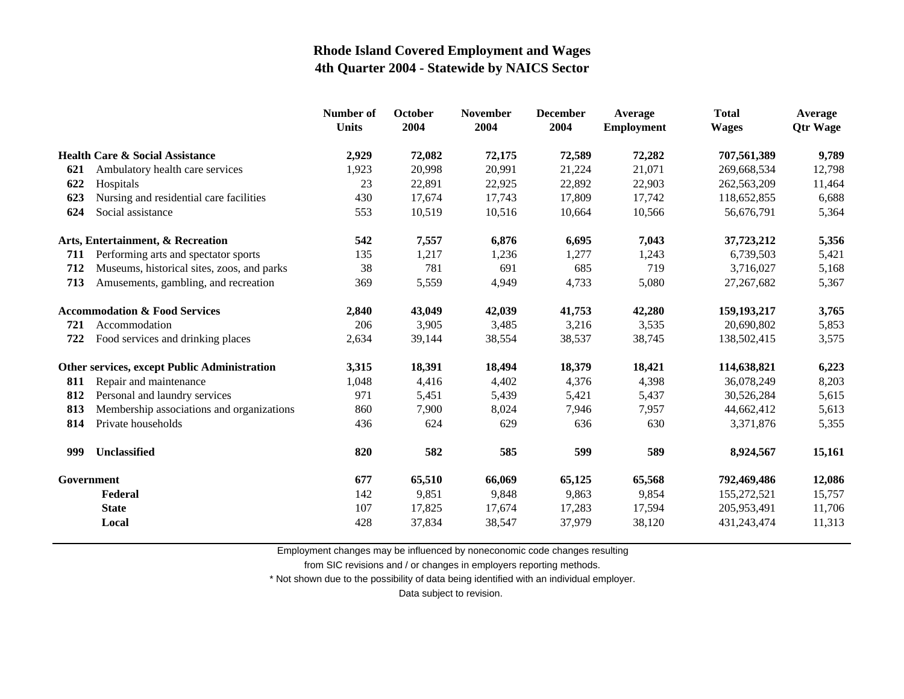## Rhode Island Covered Employment and Wages
## 4th Quarter 2004 - Statewide by NAICS Sector

| | | Number of Units | October 2004 | November 2004 | December 2004 | Average Employment | Total Wages | Average Qtr Wage |
|---|---|---|---|---|---|---|---|---|
| **Health Care & Social Assistance** | | **2,929** | **72,082** | **72,175** | **72,589** | **72,282** | **707,561,389** | **9,789** |
| **621** | Ambulatory health care services | 1,923 | 20,998 | 20,991 | 21,224 | 21,071 | 269,668,534 | 12,798 |
| **622** | Hospitals | 23 | 22,891 | 22,925 | 22,892 | 22,903 | 262,563,209 | 11,464 |
| **623** | Nursing and residential care facilities | 430 | 17,674 | 17,743 | 17,809 | 17,742 | 118,652,855 | 6,688 |
| **624** | Social assistance | 553 | 10,519 | 10,516 | 10,664 | 10,566 | 56,676,791 | 5,364 |
| **Arts, Entertainment, & Recreation** | | **542** | **7,557** | **6,876** | **6,695** | **7,043** | **37,723,212** | **5,356** |
| **711** | Performing arts and spectator sports | 135 | 1,217 | 1,236 | 1,277 | 1,243 | 6,739,503 | 5,421 |
| **712** | Museums, historical sites, zoos, and parks | 38 | 781 | 691 | 685 | 719 | 3,716,027 | 5,168 |
| **713** | Amusements, gambling, and recreation | 369 | 5,559 | 4,949 | 4,733 | 5,080 | 27,267,682 | 5,367 |
| **Accommodation & Food Services** | | **2,840** | **43,049** | **42,039** | **41,753** | **42,280** | **159,193,217** | **3,765** |
| **721** | Accommodation | 206 | 3,905 | 3,485 | 3,216 | 3,535 | 20,690,802 | 5,853 |
| **722** | Food services and drinking places | 2,634 | 39,144 | 38,554 | 38,537 | 38,745 | 138,502,415 | 3,575 |
| **Other services, except Public Administration** | | **3,315** | **18,391** | **18,494** | **18,379** | **18,421** | **114,638,821** | **6,223** |
| **811** | Repair and maintenance | 1,048 | 4,416 | 4,402 | 4,376 | 4,398 | 36,078,249 | 8,203 |
| **812** | Personal and laundry services | 971 | 5,451 | 5,439 | 5,421 | 5,437 | 30,526,284 | 5,615 |
| **813** | Membership associations and organizations | 860 | 7,900 | 8,024 | 7,946 | 7,957 | 44,662,412 | 5,613 |
| **814** | Private households | 436 | 624 | 629 | 636 | 630 | 3,371,876 | 5,355 |
| **999** | **Unclassified** | **820** | **582** | **585** | **599** | **589** | **8,924,567** | **15,161** |
| **Government** | | **677** | **65,510** | **66,069** | **65,125** | **65,568** | **792,469,486** | **12,086** |
| | **Federal** | 142 | 9,851 | 9,848 | 9,863 | 9,854 | 155,272,521 | 15,757 |
| | **State** | 107 | 17,825 | 17,674 | 17,283 | 17,594 | 205,953,491 | 11,706 |
| | **Local** | 428 | 37,834 | 38,547 | 37,979 | 38,120 | 431,243,474 | 11,313 |

Employment changes may be influenced by noneconomic code changes resulting from SIC revisions and / or changes in employers reporting methods.

* Not shown due to the possibility of data being identified with an individual employer.

Data subject to revision.